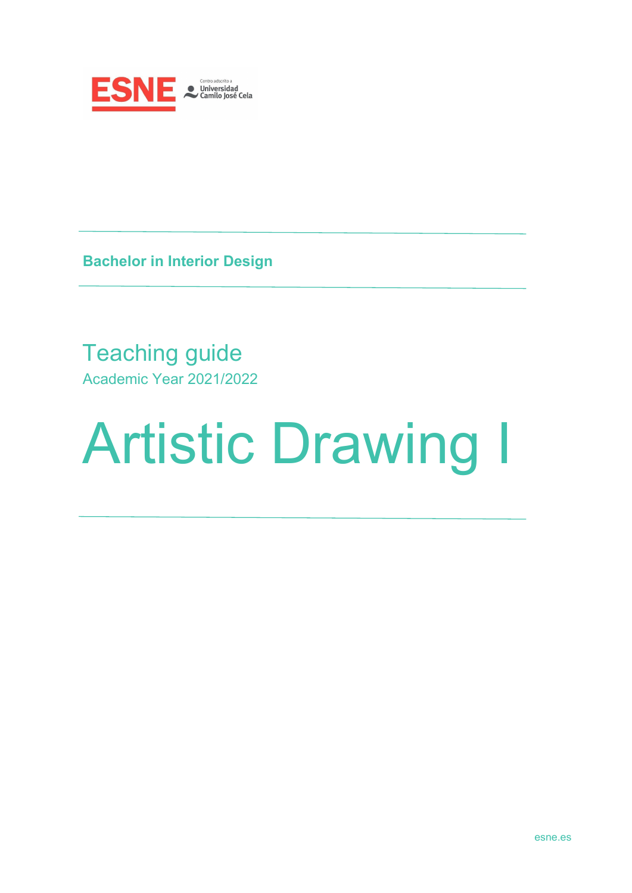ESNE Centro adscrito a Universidad Camilo José Cela

**Bachelor in Interior Design**

## Teaching guide

Academic Year 2021/2022

# Artistic Drawing I

esne.es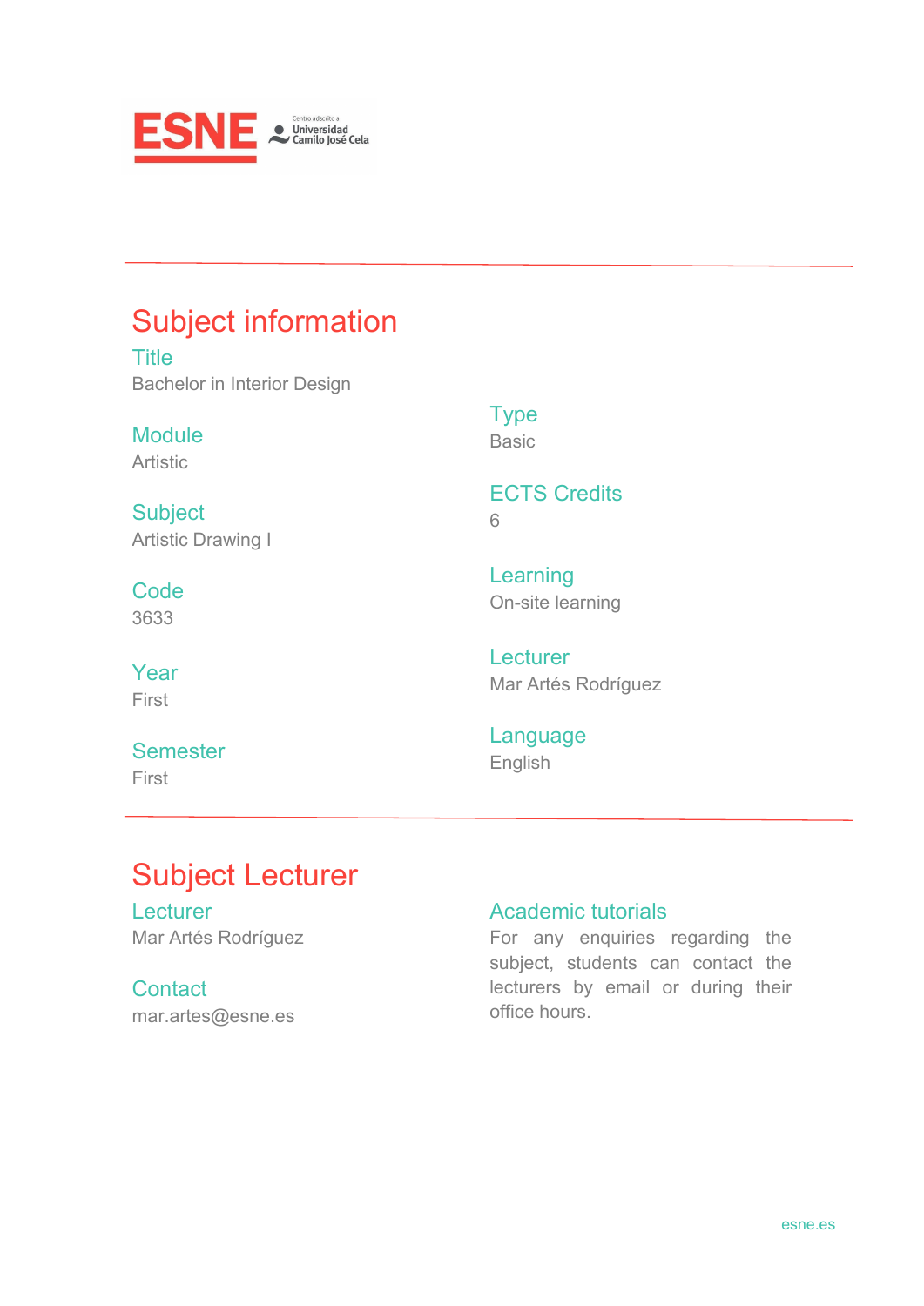# Subject information

### Title
Bachelor in Interior Design

### Module
Artistic

### Subject
Artistic Drawing I

### Code
3633

### Year
First

### Semester
First

### Type
Basic

### ECTS Credits
6

### Learning
On-site learning

### Lecturer
Mar Artés Rodríguez

### Language
English

# Subject Lecturer

### Lecturer
Mar Artés Rodríguez

### Contact
mar.artes@esne.es

### Academic tutorials
For any enquiries regarding the subject, students can contact the lecturers by email or during their office hours.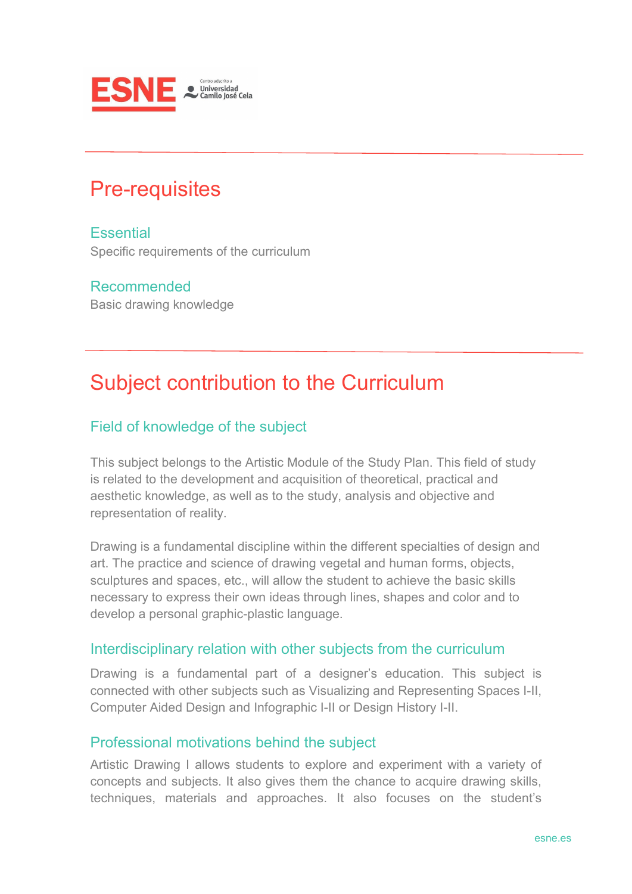# Pre-requisites

### Essential

Specific requirements of the curriculum

### Recommended

Basic drawing knowledge

# Subject contribution to the Curriculum

### Field of knowledge of the subject

This subject belongs to the Artistic Module of the Study Plan. This field of study is related to the development and acquisition of theoretical, practical and aesthetic knowledge, as well as to the study, analysis and objective and representation of reality.

Drawing is a fundamental discipline within the different specialties of design and art. The practice and science of drawing vegetal and human forms, objects, sculptures and spaces, etc., will allow the student to achieve the basic skills necessary to express their own ideas through lines, shapes and color and to develop a personal graphic-plastic language.

### Interdisciplinary relation with other subjects from the curriculum

Drawing is a fundamental part of a designer's education. This subject is connected with other subjects such as Visualizing and Representing Spaces I-II, Computer Aided Design and Infographic I-II or Design History I-II.

### Professional motivations behind the subject

Artistic Drawing I allows students to explore and experiment with a variety of concepts and subjects. It also gives them the chance to acquire drawing skills, techniques, materials and approaches. It also focuses on the student's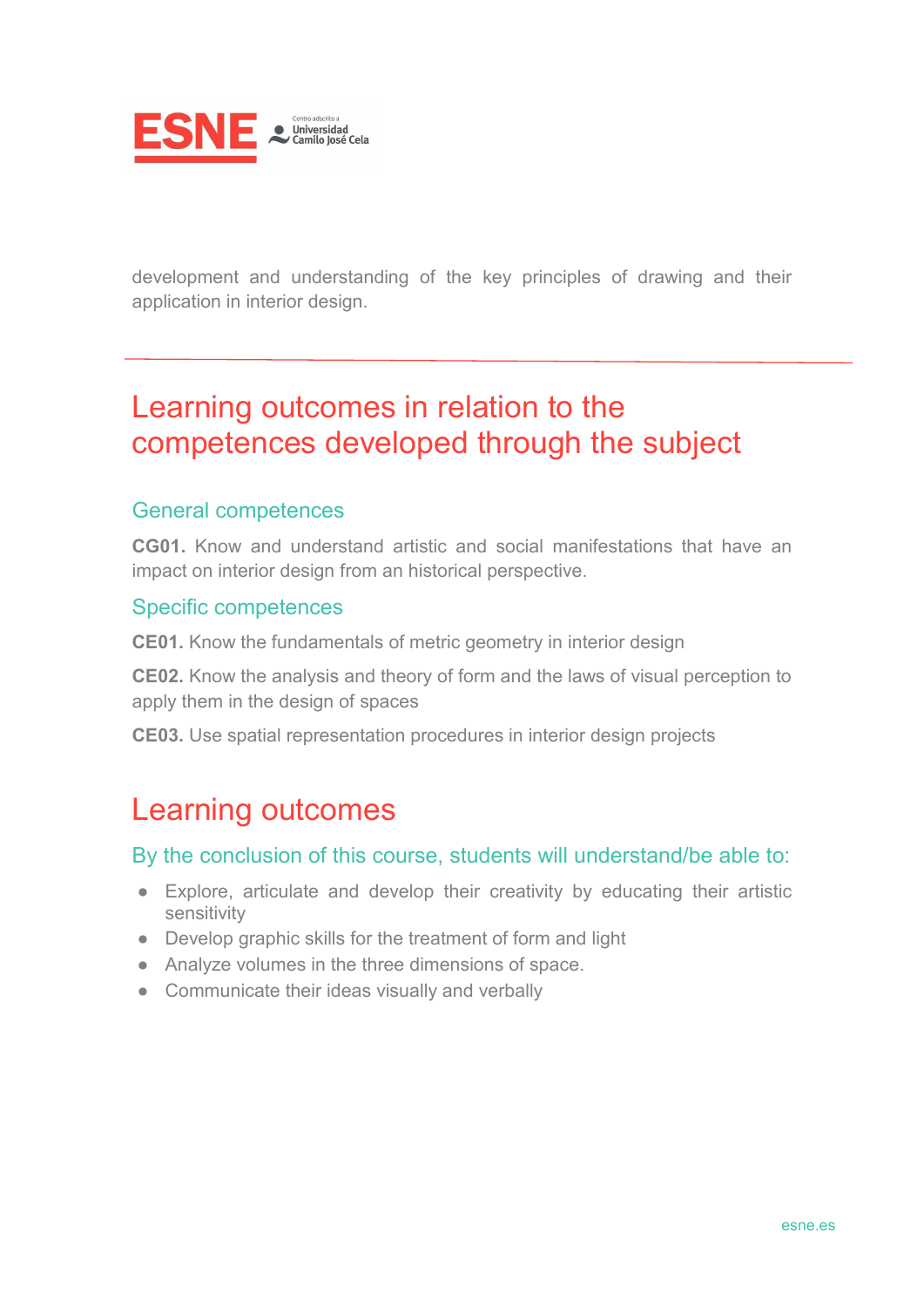development and understanding of the key principles of drawing and their application in interior design.

# Learning outcomes in relation to the competences developed through the subject

## General competences

**CG01.** Know and understand artistic and social manifestations that have an impact on interior design from an historical perspective.

## Specific competences

**CE01.** Know the fundamentals of metric geometry in interior design

**CE02.** Know the analysis and theory of form and the laws of visual perception to apply them in the design of spaces

**CE03.** Use spatial representation procedures in interior design projects

# Learning outcomes

## By the conclusion of this course, students will understand/be able to:

- Explore, articulate and develop their creativity by educating their artistic sensitivity
- Develop graphic skills for the treatment of form and light
- Analyze volumes in the three dimensions of space.
- Communicate their ideas visually and verbally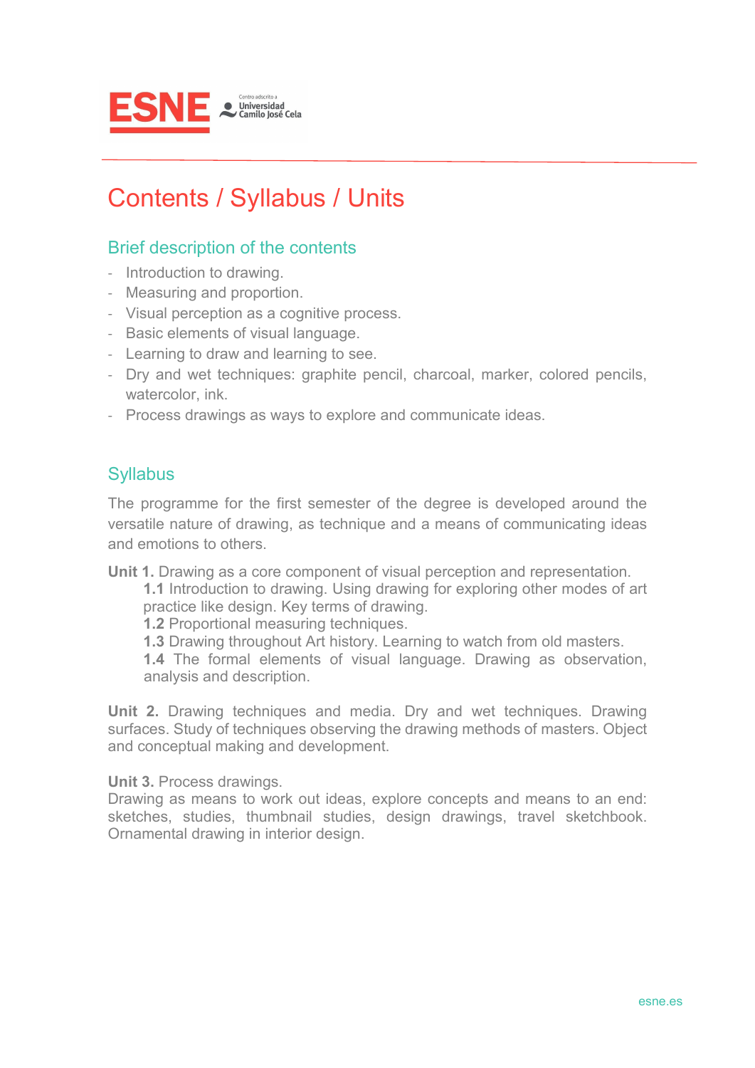# Contents / Syllabus / Units

## Brief description of the contents

- Introduction to drawing.
- Measuring and proportion.
- Visual perception as a cognitive process.
- Basic elements of visual language.
- Learning to draw and learning to see.
- Dry and wet techniques: graphite pencil, charcoal, marker, colored pencils, watercolor, ink.
- Process drawings as ways to explore and communicate ideas.

## Syllabus

The programme for the first semester of the degree is developed around the versatile nature of drawing, as technique and a means of communicating ideas and emotions to others.

**Unit 1.** Drawing as a core component of visual perception and representation.

**1.1** Introduction to drawing. Using drawing for exploring other modes of art practice like design. Key terms of drawing.

**1.2** Proportional measuring techniques.

**1.3** Drawing throughout Art history. Learning to watch from old masters.

**1.4** The formal elements of visual language. Drawing as observation, analysis and description.

**Unit 2.** Drawing techniques and media. Dry and wet techniques. Drawing surfaces. Study of techniques observing the drawing methods of masters. Object and conceptual making and development.

**Unit 3.** Process drawings.
Drawing as means to work out ideas, explore concepts and means to an end: sketches, studies, thumbnail studies, design drawings, travel sketchbook. Ornamental drawing in interior design.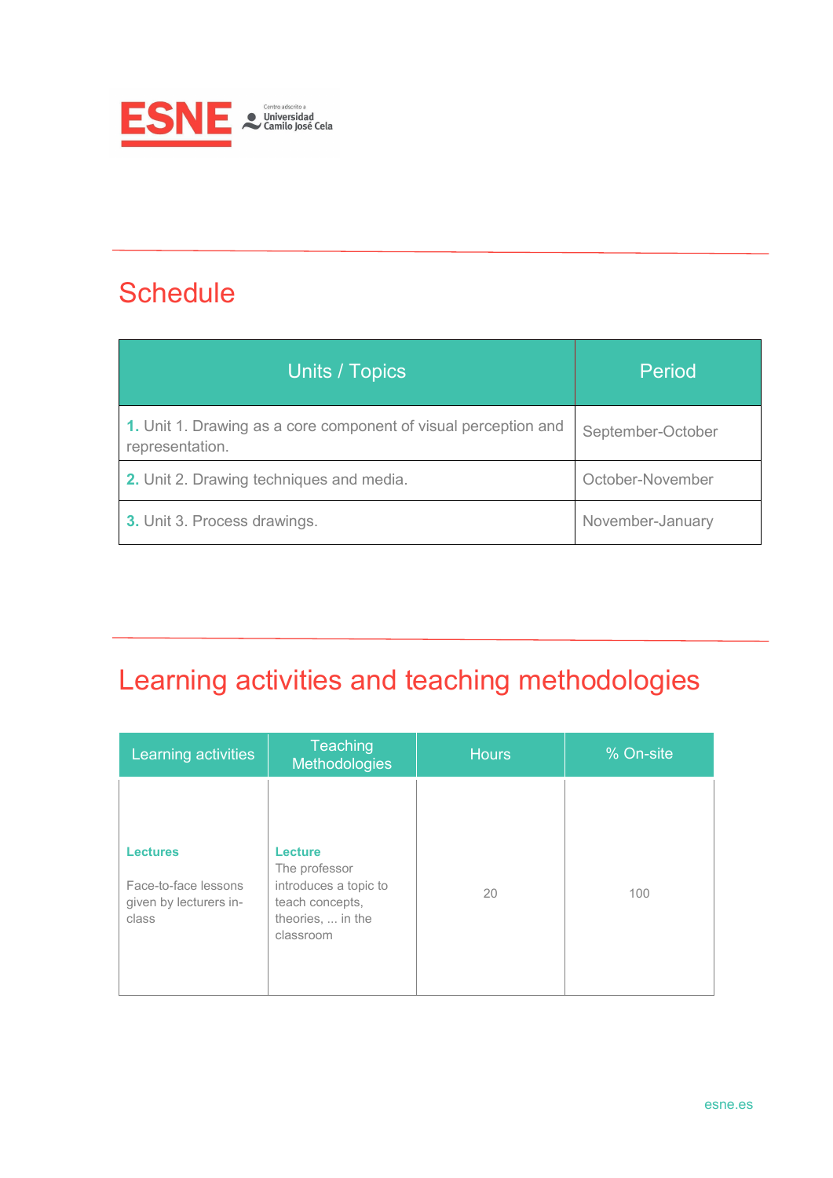## Schedule

| Units / Topics | Period |
|---|---|
| **1.** Unit 1. Drawing as a core component of visual perception and representation. | September-October |
| **2.** Unit 2. Drawing techniques and media. | October-November |
| **3.** Unit 3. Process drawings. | November-January |

## Learning activities and teaching methodologies

| Learning activities | Teaching Methodologies | Hours | % On-site |
|---|---|---|---|
| **Lectures**<br><br>Face-to-face lessons given by lecturers in-class | **Lecture**<br>The professor introduces a topic to teach concepts, theories, ... in the classroom | 20 | 100 |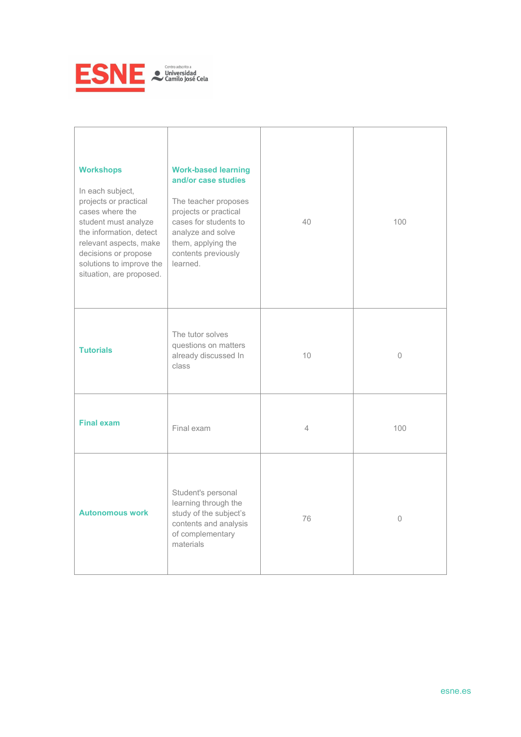| | | | |
|---|---|---|---|
| **Workshops**<br><br>In each subject, projects or practical cases where the student must analyze the information, detect relevant aspects, make decisions or propose solutions to improve the situation, are proposed. | **Work-based learning and/or case studies**<br><br>The teacher proposes projects or practical cases for students to analyze and solve them, applying the contents previously learned. | 40 | 100 |
| **Tutorials** | The tutor solves questions on matters already discussed In class | 10 | 0 |
| **Final exam** | Final exam | 4 | 100 |
| **Autonomous work** | Student's personal learning through the study of the subject's contents and analysis of complementary materials | 76 | 0 |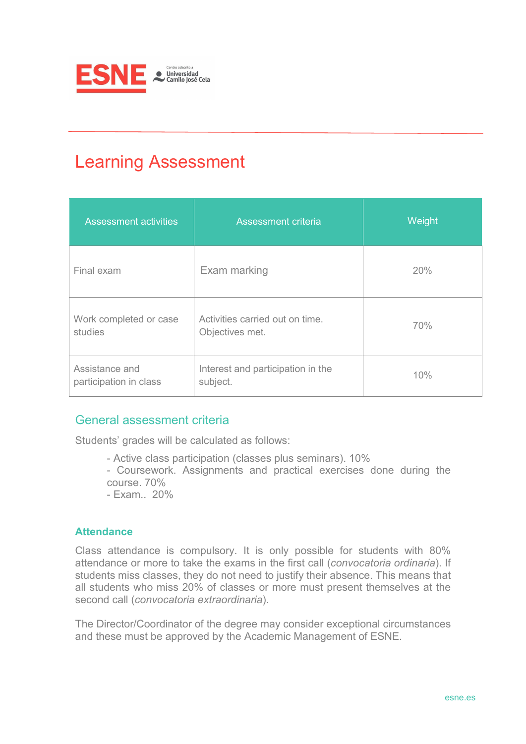# Learning Assessment

| Assessment activities | Assessment criteria | Weight |
|---|---|---|
| Final exam | Exam marking | 20% |
| Work completed or case studies | Activities carried out on time. Objectives met. | 70% |
| Assistance and participation in class | Interest and participation in the subject. | 10% |

## General assessment criteria

Students' grades will be calculated as follows:

- Active class participation (classes plus seminars). 10%
- Coursework. Assignments and practical exercises done during the course. 70%
- Exam.. 20%

### Attendance

Class attendance is compulsory. It is only possible for students with 80% attendance or more to take the exams in the first call (*convocatoria ordinaria*). If students miss classes, they do not need to justify their absence. This means that all students who miss 20% of classes or more must present themselves at the second call (*convocatoria extraordinaria*).

The Director/Coordinator of the degree may consider exceptional circumstances and these must be approved by the Academic Management of ESNE.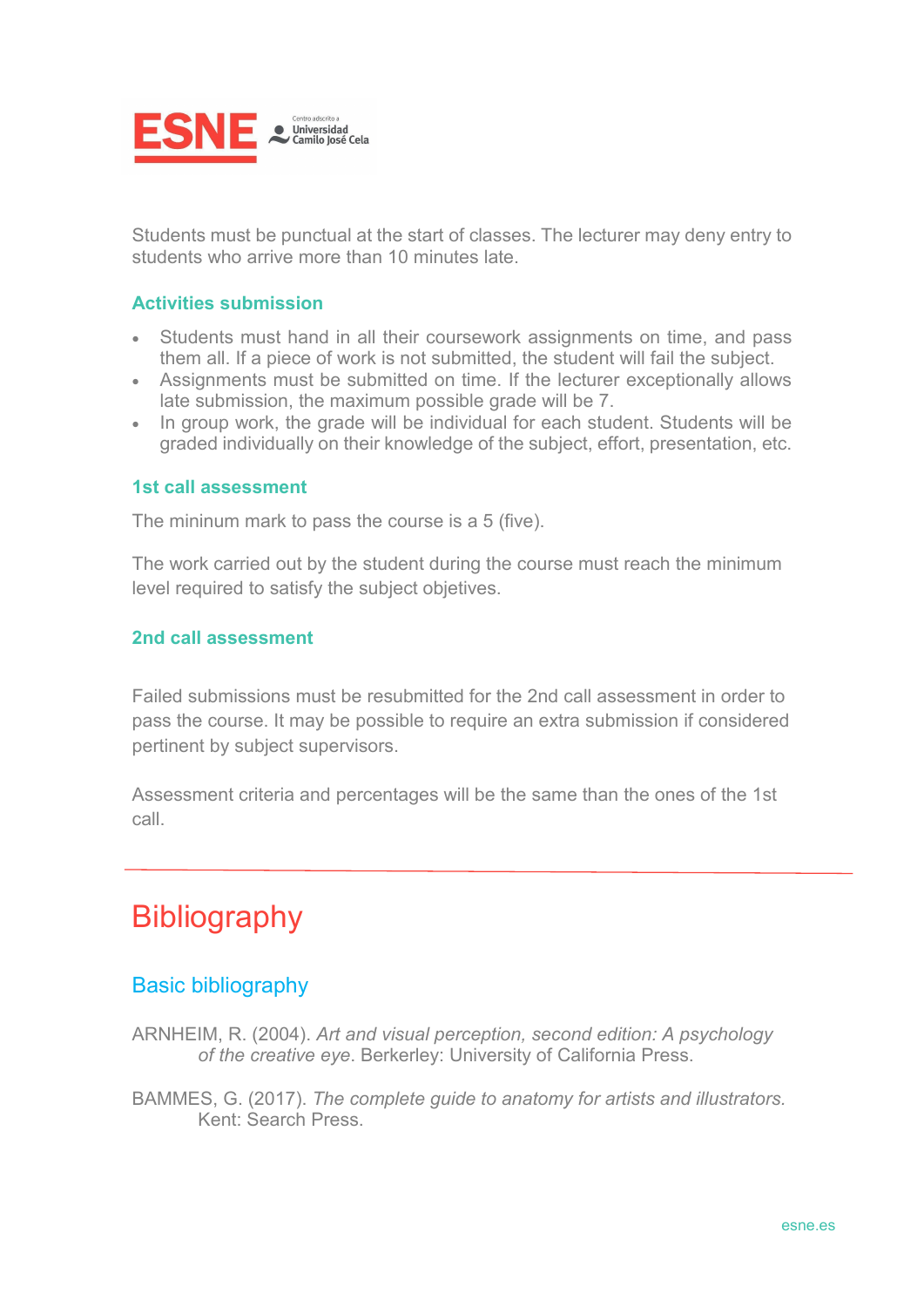Students must be punctual at the start of classes. The lecturer may deny entry to students who arrive more than 10 minutes late.

### Activities submission

- Students must hand in all their coursework assignments on time, and pass them all. If a piece of work is not submitted, the student will fail the subject.
- Assignments must be submitted on time. If the lecturer exceptionally allows late submission, the maximum possible grade will be 7.
- In group work, the grade will be individual for each student. Students will be graded individually on their knowledge of the subject, effort, presentation, etc.

### 1st call assessment

The mininum mark to pass the course is a 5 (five).

The work carried out by the student during the course must reach the minimum level required to satisfy the subject objetives.

### 2nd call assessment

Failed submissions must be resubmitted for the 2nd call assessment in order to pass the course. It may be possible to require an extra submission if considered pertinent by subject supervisors.

Assessment criteria and percentages will be the same than the ones of the 1st call.

# Bibliography

## Basic bibliography

ARNHEIM, R. (2004). *Art and visual perception, second edition: A psychology of the creative eye*. Berkerley: University of California Press.

BAMMES, G. (2017). *The complete guide to anatomy for artists and illustrators.* Kent: Search Press.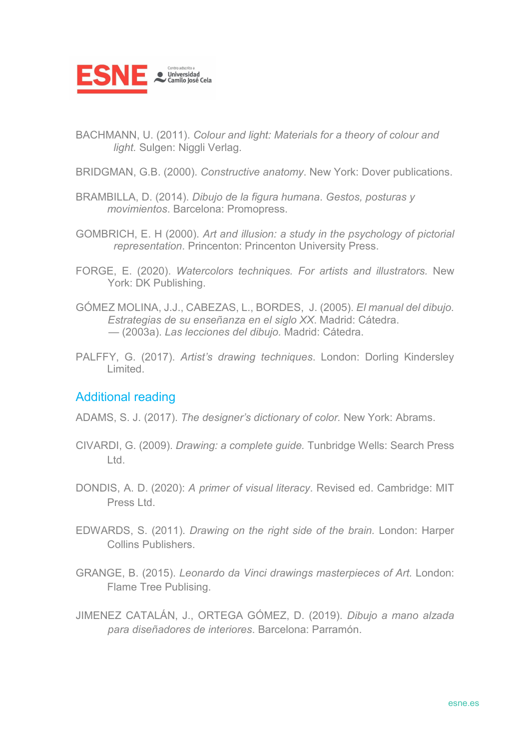BACHMANN, U. (2011). *Colour and light: Materials for a theory of colour and light.* Sulgen: Niggli Verlag.

BRIDGMAN, G.B. (2000). *Constructive anatomy*. New York: Dover publications.

BRAMBILLA, D. (2014). *Dibujo de la figura humana*. *Gestos, posturas y movimientos*. Barcelona: Promopress.

GOMBRICH, E. H (2000). *Art and illusion: a study in the psychology of pictorial representation*. Princenton: Princenton University Press.

FORGE, E. (2020). *Watercolors techniques. For artists and illustrators.* New York: DK Publishing.

GÓMEZ MOLINA, J.J., CABEZAS, L., BORDES, J. (2005). *El manual del dibujo. Estrategias de su enseñanza en el siglo XX*. Madrid: Cátedra.
— (2003a). *Las lecciones del dibujo.* Madrid: Cátedra.

PALFFY, G. (2017). *Artist's drawing techniques*. London: Dorling Kindersley Limited.

## Additional reading

ADAMS, S. J. (2017). *The designer's dictionary of color.* New York: Abrams.

CIVARDI, G. (2009). *Drawing: a complete guide.* Tunbridge Wells: Search Press Ltd.

DONDIS, A. D. (2020): *A primer of visual literacy*. Revised ed. Cambridge: MIT Press Ltd.

EDWARDS, S. (2011). *Drawing on the right side of the brain.* London: Harper Collins Publishers.

GRANGE, B. (2015). *Leonardo da Vinci drawings masterpieces of Art.* London: Flame Tree Publising.

JIMENEZ CATALÁN, J., ORTEGA GÓMEZ, D. (2019). *Dibujo a mano alzada para diseñadores de interiores*. Barcelona: Parramón.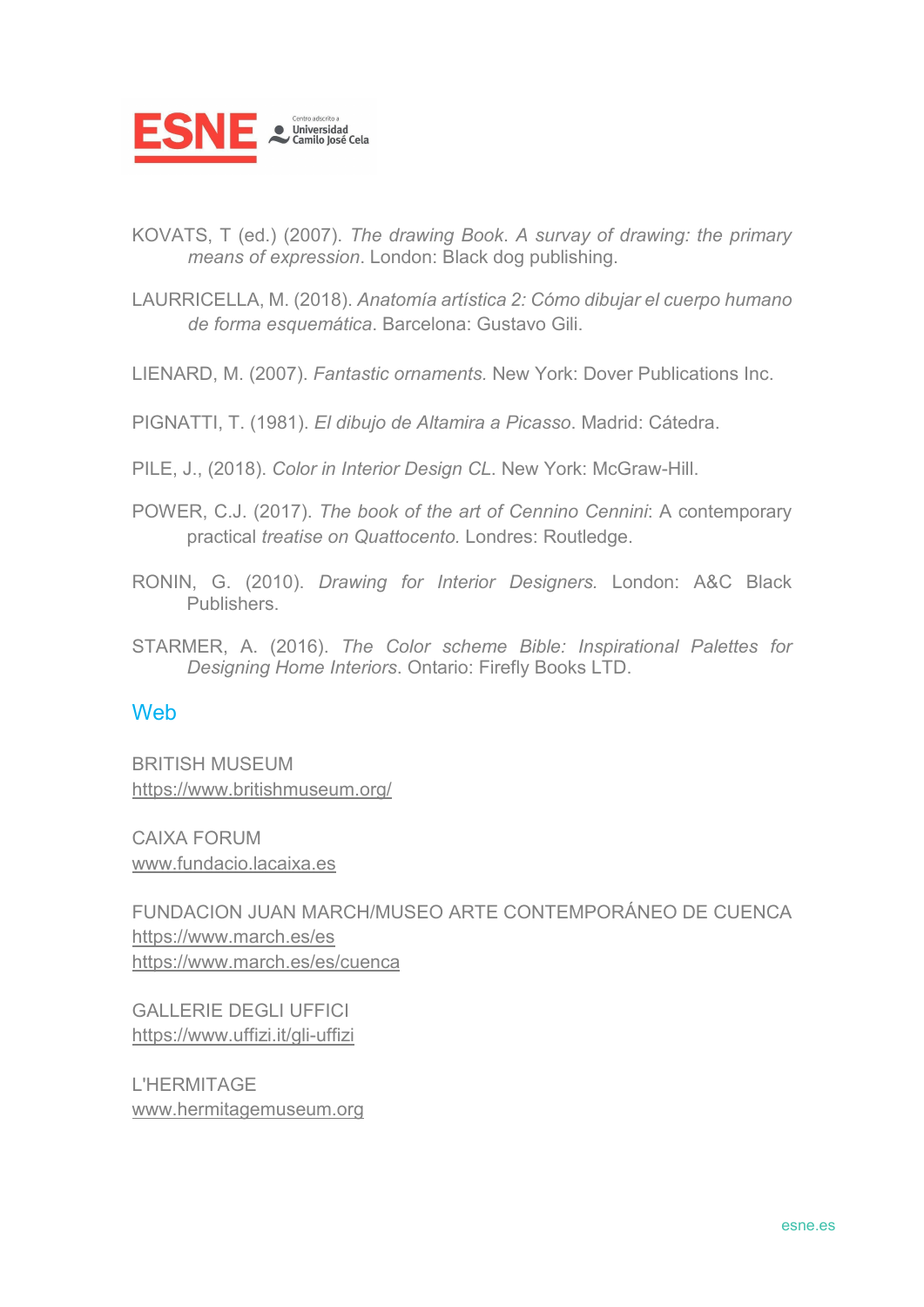KOVATS, T (ed.) (2007). *The drawing Book. A survey of drawing: the primary means of expression*. London: Black dog publishing.

LAURRICELLA, M. (2018). *Anatomía artística 2: Cómo dibujar el cuerpo humano de forma esquemática*. Barcelona: Gustavo Gili.

LIENARD, M. (2007). *Fantastic ornaments.* New York: Dover Publications Inc.

PIGNATTI, T. (1981). *El dibujo de Altamira a Picasso*. Madrid: Cátedra.

PILE, J., (2018). *Color in Interior Design CL*. New York: McGraw-Hill.

POWER, C.J. (2017). *The book of the art of Cennino Cennini*: A contemporary practical *treatise on Quattocento.* Londres: Routledge.

RONIN, G. (2010). *Drawing for Interior Designers.* London: A&C Black Publishers.

STARMER, A. (2016). *The Color scheme Bible: Inspirational Palettes for Designing Home Interiors*. Ontario: Firefly Books LTD.

## Web

BRITISH MUSEUM
https://www.britishmuseum.org/

CAIXA FORUM
www.fundacio.lacaixa.es

FUNDACION JUAN MARCH/MUSEO ARTE CONTEMPORÁNEO DE CUENCA
https://www.march.es/es
https://www.march.es/es/cuenca

GALLERIE DEGLI UFFICI
https://www.uffizi.it/gli-uffizi

L'HERMITAGE
www.hermitagemuseum.org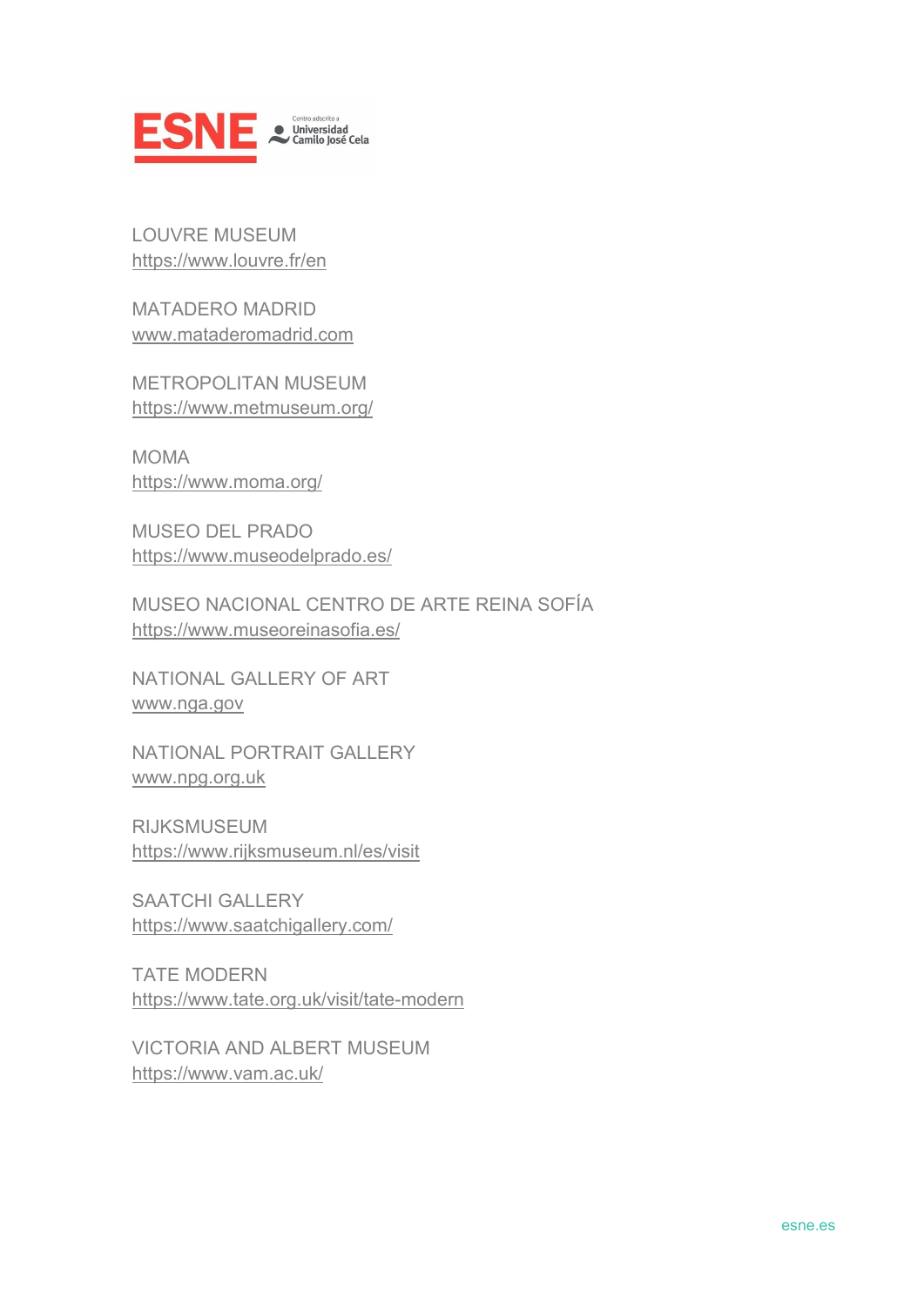LOUVRE MUSEUM
https://www.louvre.fr/en

MATADERO MADRID
www.mataderomadrid.com

METROPOLITAN MUSEUM
https://www.metmuseum.org/

MOMA
https://www.moma.org/

MUSEO DEL PRADO
https://www.museodelprado.es/

MUSEO NACIONAL CENTRO DE ARTE REINA SOFÍA
https://www.museoreinasofia.es/

NATIONAL GALLERY OF ART
www.nga.gov

NATIONAL PORTRAIT GALLERY
www.npg.org.uk

RIJKSMUSEUM
https://www.rijksmuseum.nl/es/visit

SAATCHI GALLERY
https://www.saatchigallery.com/

TATE MODERN
https://www.tate.org.uk/visit/tate-modern

VICTORIA AND ALBERT MUSEUM
https://www.vam.ac.uk/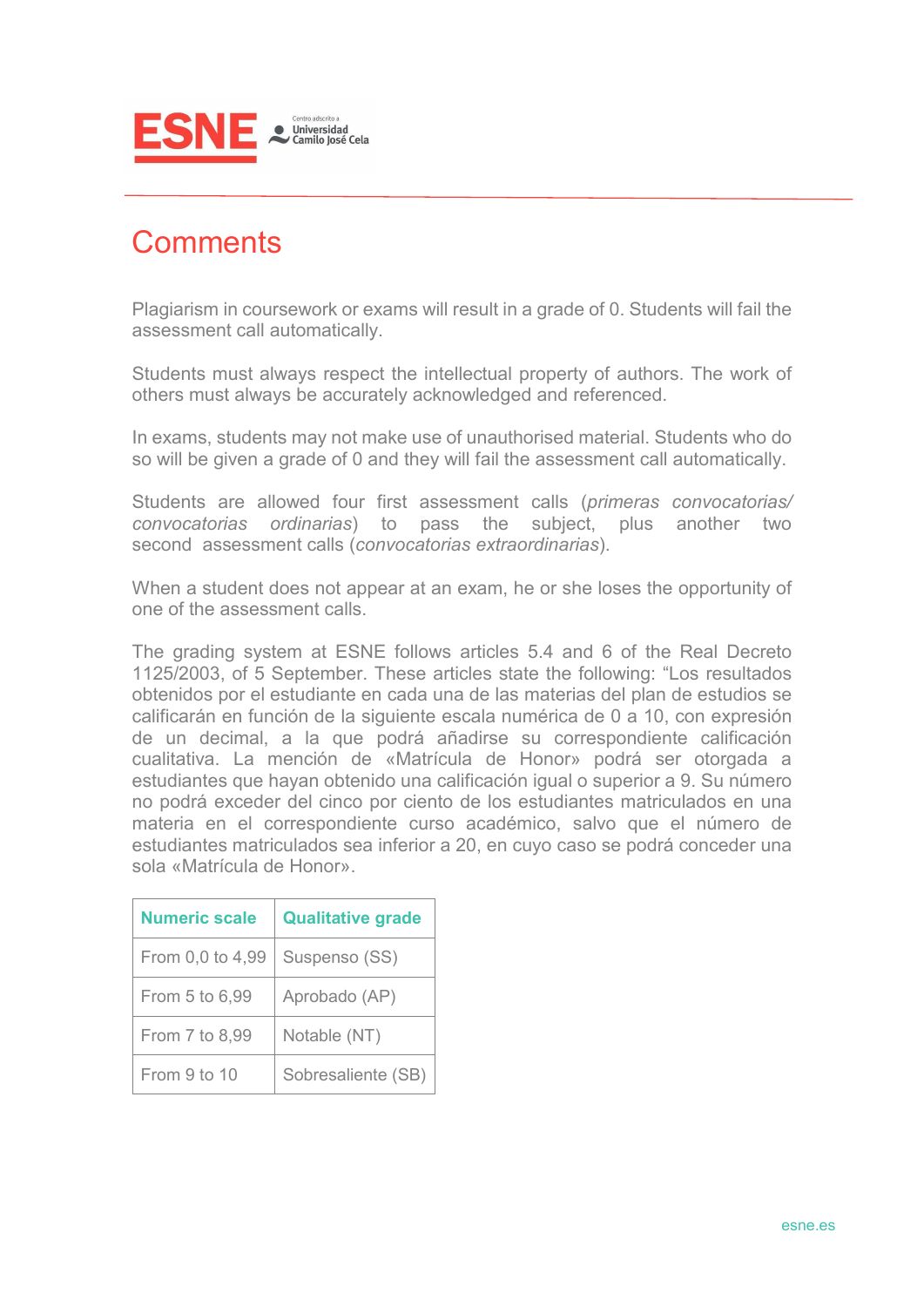## Comments

Plagiarism in coursework or exams will result in a grade of 0. Students will fail the assessment call automatically.

Students must always respect the intellectual property of authors. The work of others must always be accurately acknowledged and referenced.

In exams, students may not make use of unauthorised material. Students who do so will be given a grade of 0 and they will fail the assessment call automatically.

Students are allowed four first assessment calls (*primeras convocatorias/ convocatorias ordinarias*) to pass the subject, plus another two second assessment calls (*convocatorias extraordinarias*).

When a student does not appear at an exam, he or she loses the opportunity of one of the assessment calls.

The grading system at ESNE follows articles 5.4 and 6 of the Real Decreto 1125/2003, of 5 September. These articles state the following: "Los resultados obtenidos por el estudiante en cada una de las materias del plan de estudios se calificarán en función de la siguiente escala numérica de 0 a 10, con expresión de un decimal, a la que podrá añadirse su correspondiente calificación cualitativa. La mención de «Matrícula de Honor» podrá ser otorgada a estudiantes que hayan obtenido una calificación igual o superior a 9. Su número no podrá exceder del cinco por ciento de los estudiantes matriculados en una materia en el correspondiente curso académico, salvo que el número de estudiantes matriculados sea inferior a 20, en cuyo caso se podrá conceder una sola «Matrícula de Honor».

| Numeric scale | Qualitative grade |
| --- | --- |
| From 0,0 to 4,99 | Suspenso (SS) |
| From 5 to 6,99 | Aprobado (AP) |
| From 7 to 8,99 | Notable (NT) |
| From 9 to 10 | Sobresaliente (SB) |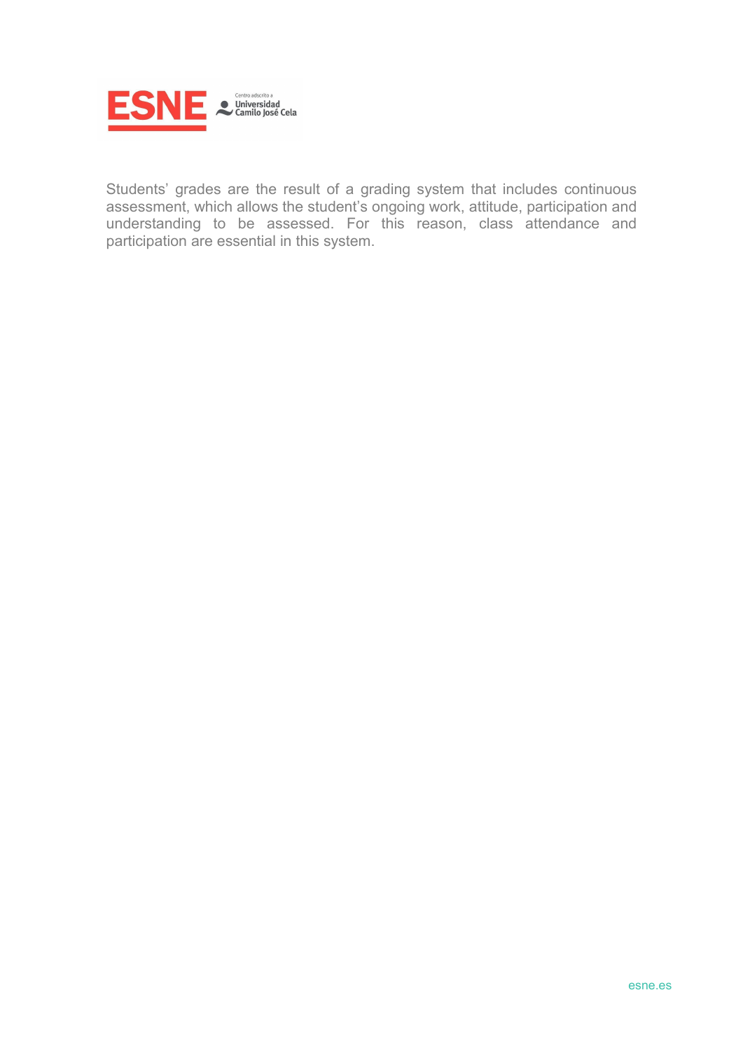Students' grades are the result of a grading system that includes continuous assessment, which allows the student's ongoing work, attitude, participation and understanding to be assessed. For this reason, class attendance and participation are essential in this system.